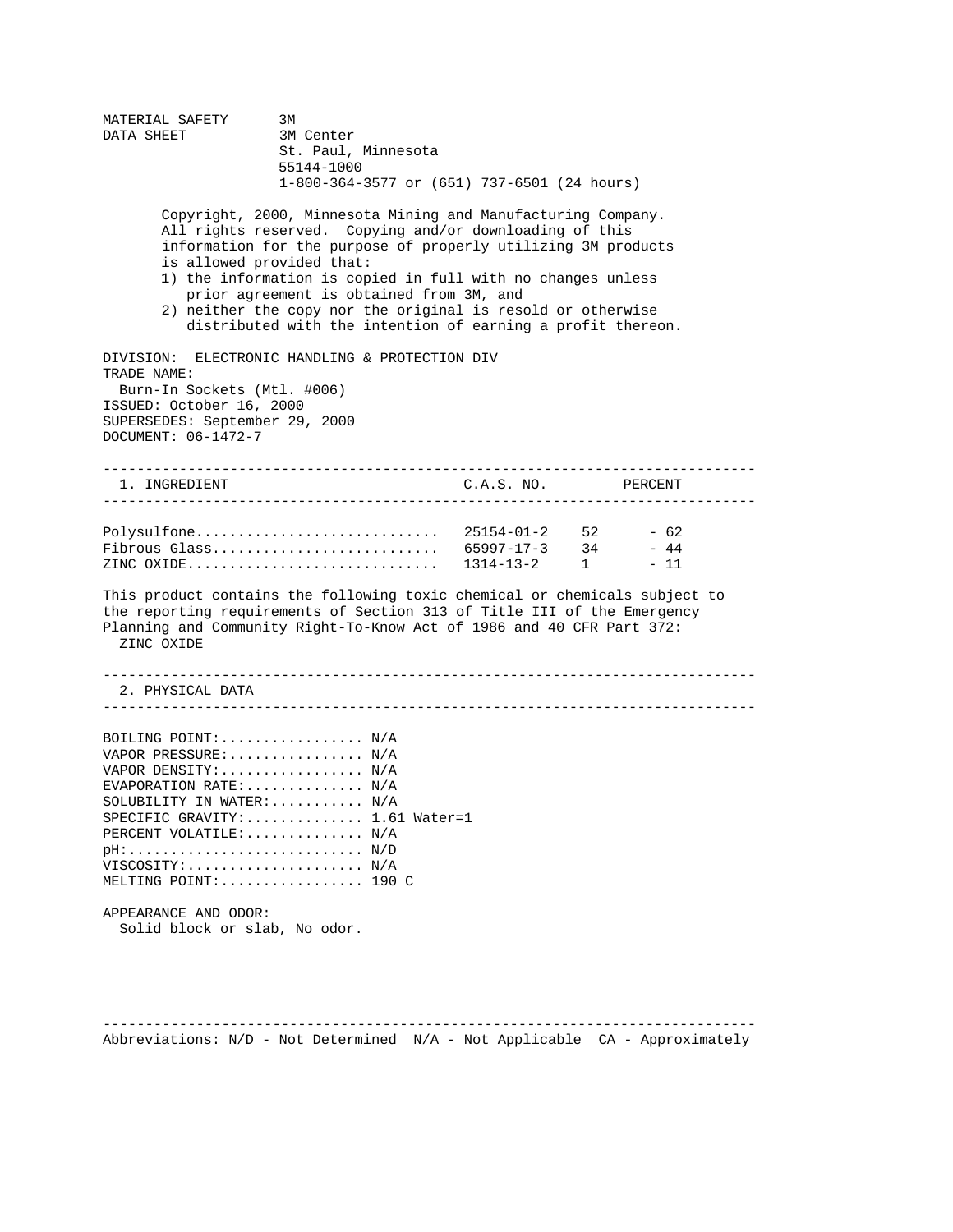MATERIAL SAFETY DATA SHEET

3M
3M Center
St. Paul, Minnesota
55144-1000
1-800-364-3577 or (651) 737-6501 (24 hours)

Copyright, 2000, Minnesota Mining and Manufacturing Company. All rights reserved. Copying and/or downloading of this information for the purpose of properly utilizing 3M products is allowed provided that:

1) the information is copied in full with no changes unless prior agreement is obtained from 3M, and
2) neither the copy nor the original is resold or otherwise distributed with the intention of earning a profit thereon.

DIVISION: ELECTRONIC HANDLING & PROTECTION DIV
TRADE NAME:
Burn-In Sockets (Mtl. #006)
ISSUED: October 16, 2000
SUPERSEDES: September 29, 2000
DOCUMENT: 06-1472-7

## 1. INGREDIENT

| INGREDIENT | C.A.S. NO. | PERCENT |
|---|---|---|
| Polysulfone | 25154-01-2 | 52 - 62 |
| Fibrous Glass | 65997-17-3 | 34 - 44 |
| ZINC OXIDE | 1314-13-2 | 1 - 11 |

This product contains the following toxic chemical or chemicals subject to the reporting requirements of Section 313 of Title III of the Emergency Planning and Community Right-To-Know Act of 1986 and 40 CFR Part 372:
ZINC OXIDE

## 2. PHYSICAL DATA

BOILING POINT:................. N/A
VAPOR PRESSURE:................ N/A
VAPOR DENSITY:................. N/A
EVAPORATION RATE:.............. N/A
SOLUBILITY IN WATER:........... N/A
SPECIFIC GRAVITY:.............. 1.61 Water=1
PERCENT VOLATILE:.............. N/A
pH:............................ N/D
VISCOSITY:..................... N/A
MELTING POINT:................. 190 C

APPEARANCE AND ODOR:
Solid block or slab, No odor.

Abbreviations: N/D - Not Determined N/A - Not Applicable CA - Approximately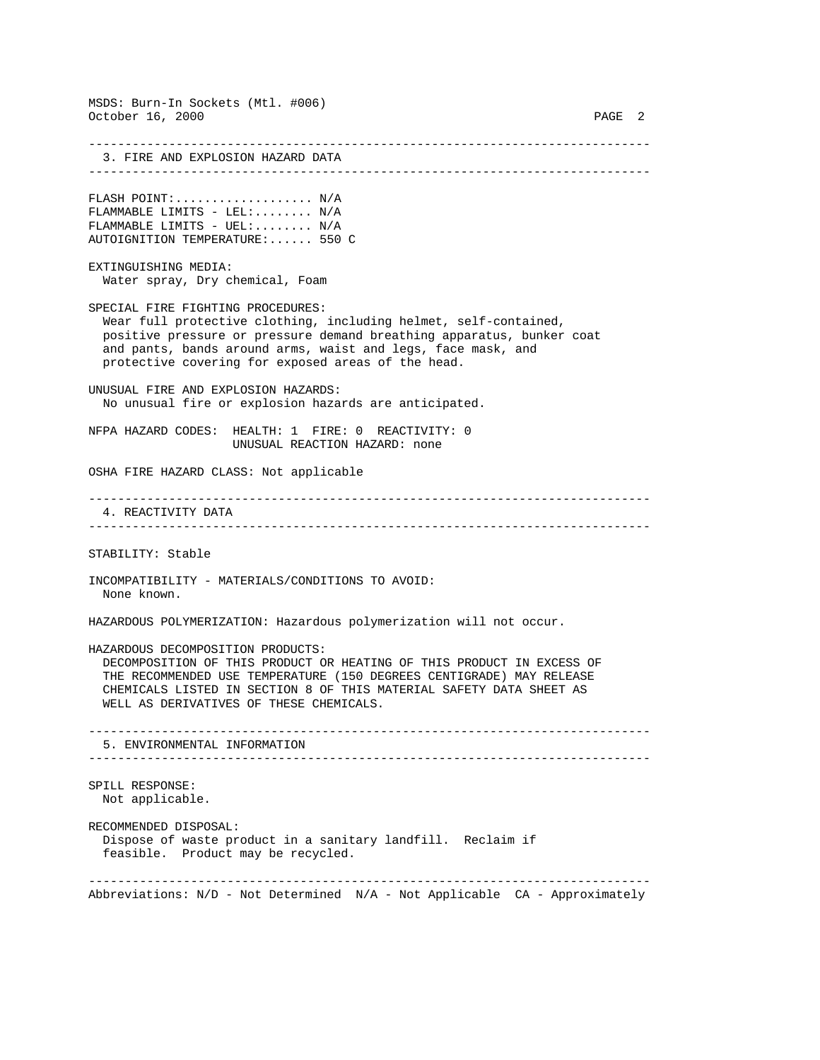## 3. FIRE AND EXPLOSION HAZARD DATA

FLASH POINT:.................. N/A
FLAMMABLE LIMITS - LEL:........ N/A
FLAMMABLE LIMITS - UEL:........ N/A
AUTOIGNITION TEMPERATURE:...... 550 C

EXTINGUISHING MEDIA:
Water spray, Dry chemical, Foam

SPECIAL FIRE FIGHTING PROCEDURES:
Wear full protective clothing, including helmet, self-contained, positive pressure or pressure demand breathing apparatus, bunker coat and pants, bands around arms, waist and legs, face mask, and protective covering for exposed areas of the head.

UNUSUAL FIRE AND EXPLOSION HAZARDS:
No unusual fire or explosion hazards are anticipated.

NFPA HAZARD CODES: HEALTH: 1 FIRE: 0 REACTIVITY: 0
UNUSUAL REACTION HAZARD: none

OSHA FIRE HAZARD CLASS: Not applicable

## 4. REACTIVITY DATA

STABILITY: Stable

INCOMPATIBILITY - MATERIALS/CONDITIONS TO AVOID:
None known.

HAZARDOUS POLYMERIZATION: Hazardous polymerization will not occur.

HAZARDOUS DECOMPOSITION PRODUCTS:
DECOMPOSITION OF THIS PRODUCT OR HEATING OF THIS PRODUCT IN EXCESS OF THE RECOMMENDED USE TEMPERATURE (150 DEGREES CENTIGRADE) MAY RELEASE CHEMICALS LISTED IN SECTION 8 OF THIS MATERIAL SAFETY DATA SHEET AS WELL AS DERIVATIVES OF THESE CHEMICALS.

## 5. ENVIRONMENTAL INFORMATION

SPILL RESPONSE:
Not applicable.

RECOMMENDED DISPOSAL:
Dispose of waste product in a sanitary landfill. Reclaim if feasible. Product may be recycled.

---

Abbreviations: N/D - Not Determined N/A - Not Applicable CA - Approximately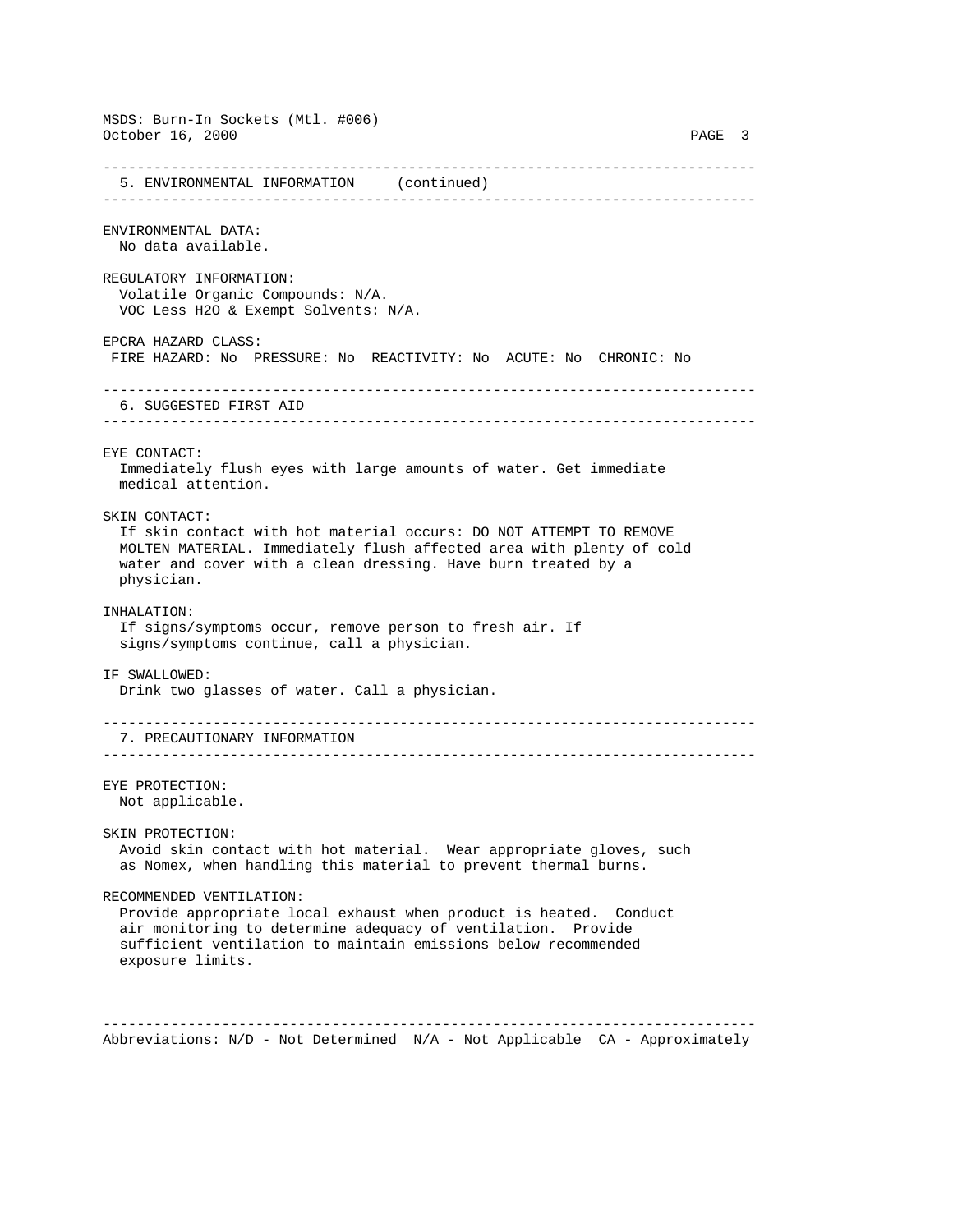## 5. ENVIRONMENTAL INFORMATION (continued)

ENVIRONMENTAL DATA:
No data available.

REGULATORY INFORMATION:
Volatile Organic Compounds: N/A.
VOC Less H2O & Exempt Solvents: N/A.

EPCRA HAZARD CLASS:
FIRE HAZARD: No PRESSURE: No REACTIVITY: No ACUTE: No CHRONIC: No

## 6. SUGGESTED FIRST AID

EYE CONTACT:
Immediately flush eyes with large amounts of water. Get immediate medical attention.

SKIN CONTACT:
If skin contact with hot material occurs: DO NOT ATTEMPT TO REMOVE MOLTEN MATERIAL. Immediately flush affected area with plenty of cold water and cover with a clean dressing. Have burn treated by a physician.

INHALATION:
If signs/symptoms occur, remove person to fresh air. If signs/symptoms continue, call a physician.

IF SWALLOWED:
Drink two glasses of water. Call a physician.

## 7. PRECAUTIONARY INFORMATION

EYE PROTECTION:
Not applicable.

SKIN PROTECTION:
Avoid skin contact with hot material. Wear appropriate gloves, such as Nomex, when handling this material to prevent thermal burns.

RECOMMENDED VENTILATION:
Provide appropriate local exhaust when product is heated. Conduct air monitoring to determine adequacy of ventilation. Provide sufficient ventilation to maintain emissions below recommended exposure limits.

---

Abbreviations: N/D - Not Determined N/A - Not Applicable CA - Approximately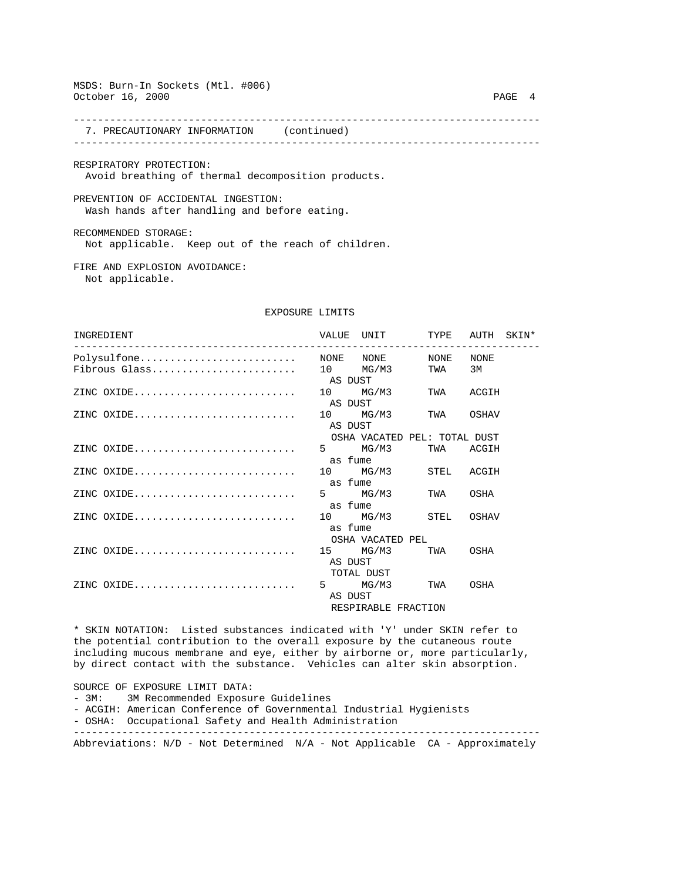## 7. PRECAUTIONARY INFORMATION (continued)

RESPIRATORY PROTECTION:
Avoid breathing of thermal decomposition products.

PREVENTION OF ACCIDENTAL INGESTION:
Wash hands after handling and before eating.

RECOMMENDED STORAGE:
Not applicable. Keep out of the reach of children.

FIRE AND EXPLOSION AVOIDANCE:
Not applicable.

### EXPOSURE LIMITS

| INGREDIENT | VALUE | UNIT | TYPE | AUTH | SKIN* |
|---|---|---|---|---|---|
| Polysulfone | NONE | NONE | NONE | NONE | |
| Fibrous Glass | 10 AS DUST | MG/M3 | TWA | 3M | |
| ZINC OXIDE | 10 AS DUST | MG/M3 | TWA | ACGIH | |
| ZINC OXIDE | 10 AS DUST OSHA VACATED PEL: TOTAL DUST | MG/M3 | TWA | OSHAV | |
| ZINC OXIDE | 5 as fume | MG/M3 | TWA | ACGIH | |
| ZINC OXIDE | 10 as fume | MG/M3 | STEL | ACGIH | |
| ZINC OXIDE | 5 as fume | MG/M3 | TWA | OSHA | |
| ZINC OXIDE | 10 as fume OSHA VACATED PEL | MG/M3 | STEL | OSHAV | |
| ZINC OXIDE | 15 AS DUST TOTAL DUST | MG/M3 | TWA | OSHA | |
| ZINC OXIDE | 5 AS DUST RESPIRABLE FRACTION | MG/M3 | TWA | OSHA | |

* SKIN NOTATION: Listed substances indicated with 'Y' under SKIN refer to the potential contribution to the overall exposure by the cutaneous route including mucous membrane and eye, either by airborne or, more particularly, by direct contact with the substance. Vehicles can alter skin absorption.

SOURCE OF EXPOSURE LIMIT DATA:
- 3M: 3M Recommended Exposure Guidelines
- ACGIH: American Conference of Governmental Industrial Hygienists
- OSHA: Occupational Safety and Health Administration

Abbreviations: N/D - Not Determined N/A - Not Applicable CA - Approximately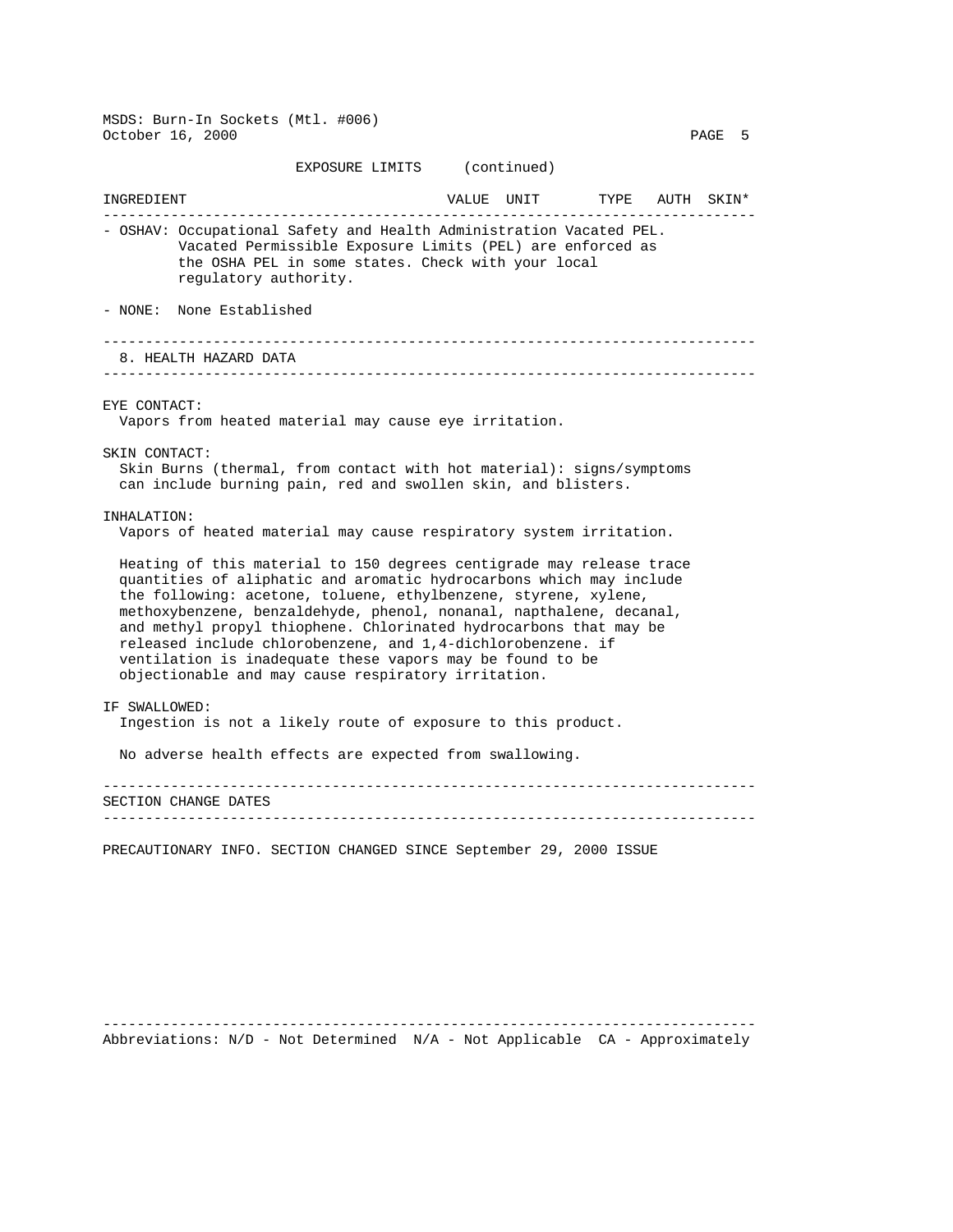EXPOSURE LIMITS (continued)

| INGREDIENT | VALUE | UNIT | TYPE | AUTH | SKIN* |
|---|---|---|---|---|---|

- OSHAV: Occupational Safety and Health Administration Vacated PEL. Vacated Permissible Exposure Limits (PEL) are enforced as the OSHA PEL in some states. Check with your local regulatory authority.

- NONE: None Established

## 8. HEALTH HAZARD DATA

EYE CONTACT:
Vapors from heated material may cause eye irritation.

SKIN CONTACT:
Skin Burns (thermal, from contact with hot material): signs/symptoms can include burning pain, red and swollen skin, and blisters.

INHALATION:
Vapors of heated material may cause respiratory system irritation.

Heating of this material to 150 degrees centigrade may release trace quantities of aliphatic and aromatic hydrocarbons which may include the following: acetone, toluene, ethylbenzene, styrene, xylene, methoxybenzene, benzaldehyde, phenol, nonanal, napthalene, decanal, and methyl propyl thiophene. Chlorinated hydrocarbons that may be released include chlorobenzene, and 1,4-dichlorobenzene. if ventilation is inadequate these vapors may be found to be objectionable and may cause respiratory irritation.

IF SWALLOWED:
Ingestion is not a likely route of exposure to this product.

No adverse health effects are expected from swallowing.

## SECTION CHANGE DATES

PRECAUTIONARY INFO. SECTION CHANGED SINCE September 29, 2000 ISSUE

Abbreviations: N/D - Not Determined N/A - Not Applicable CA - Approximately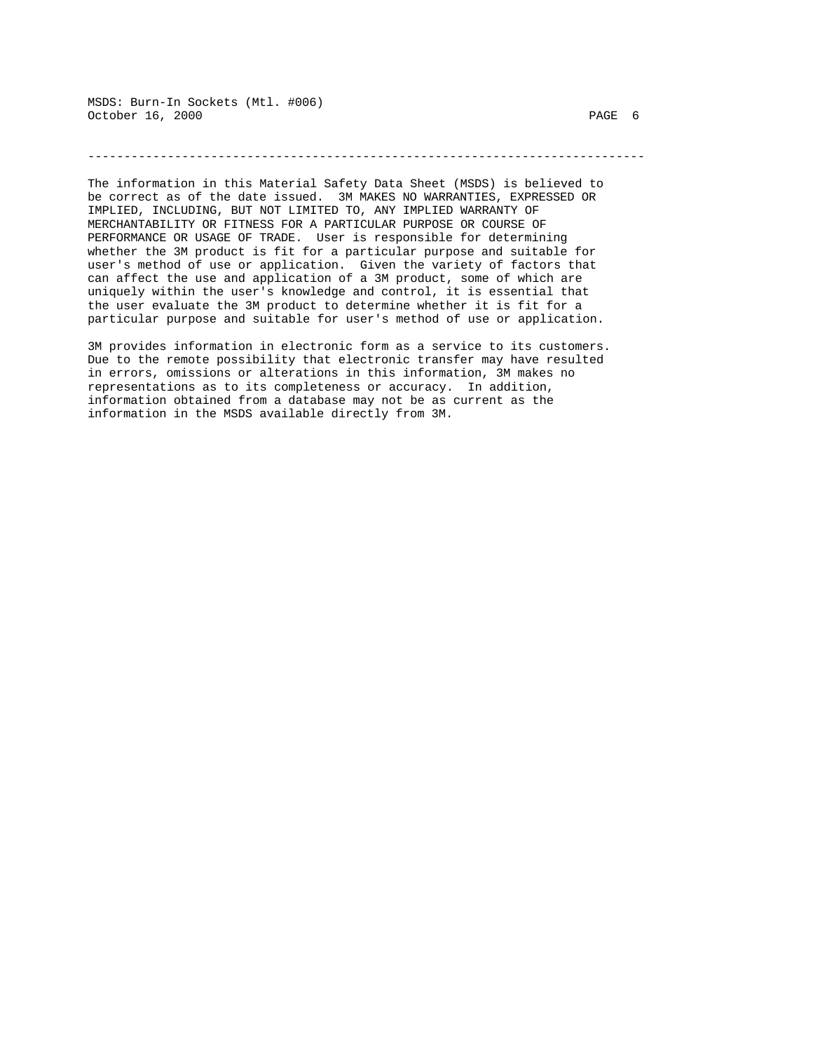---

The information in this Material Safety Data Sheet (MSDS) is believed to be correct as of the date issued. 3M MAKES NO WARRANTIES, EXPRESSED OR IMPLIED, INCLUDING, BUT NOT LIMITED TO, ANY IMPLIED WARRANTY OF MERCHANTABILITY OR FITNESS FOR A PARTICULAR PURPOSE OR COURSE OF PERFORMANCE OR USAGE OF TRADE. User is responsible for determining whether the 3M product is fit for a particular purpose and suitable for user's method of use or application. Given the variety of factors that can affect the use and application of a 3M product, some of which are uniquely within the user's knowledge and control, it is essential that the user evaluate the 3M product to determine whether it is fit for a particular purpose and suitable for user's method of use or application.

3M provides information in electronic form as a service to its customers. Due to the remote possibility that electronic transfer may have resulted in errors, omissions or alterations in this information, 3M makes no representations as to its completeness or accuracy. In addition, information obtained from a database may not be as current as the information in the MSDS available directly from 3M.